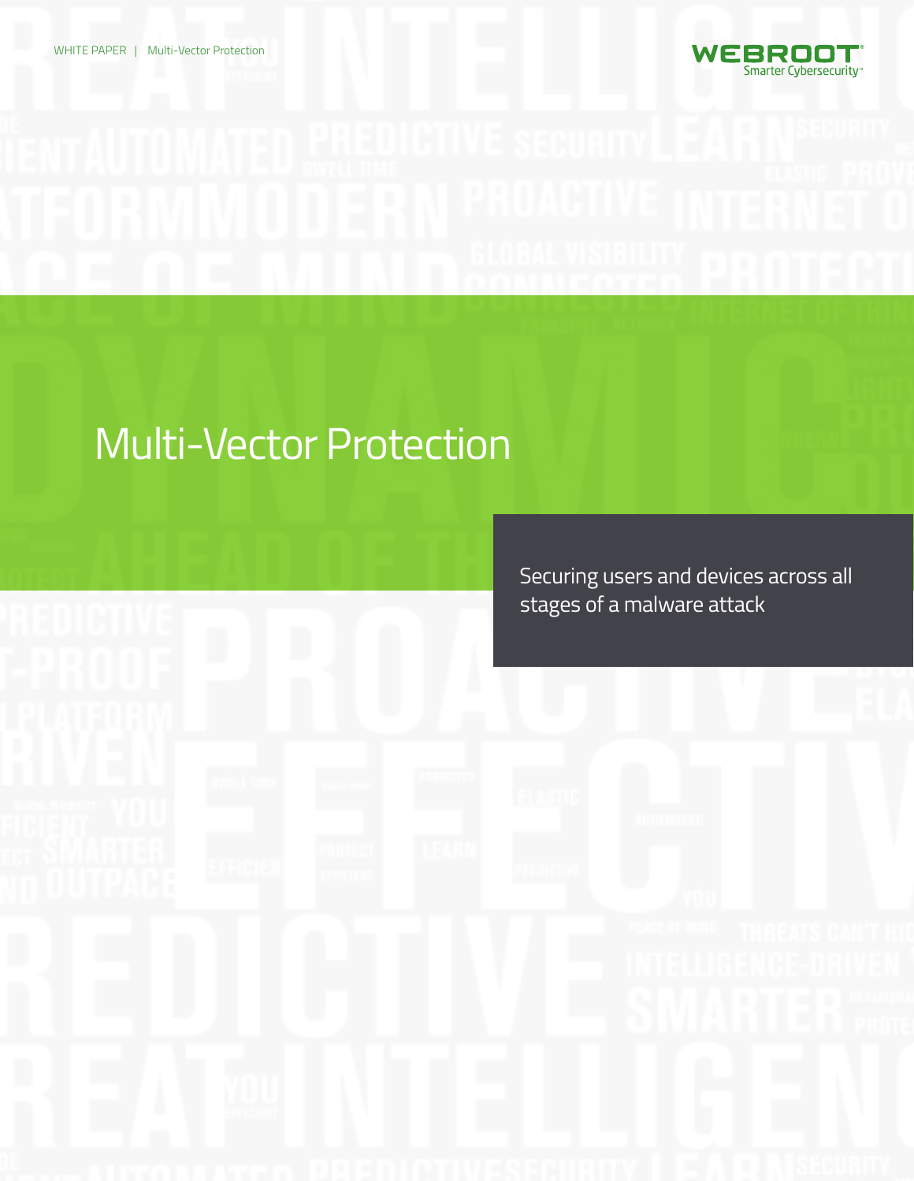WHITE PAPER | Multi-Vector Protection

WEBROOT
Smarter Cybersecurity™

# Multi-Vector Protection

Securing users and devices across all stages of a malware attack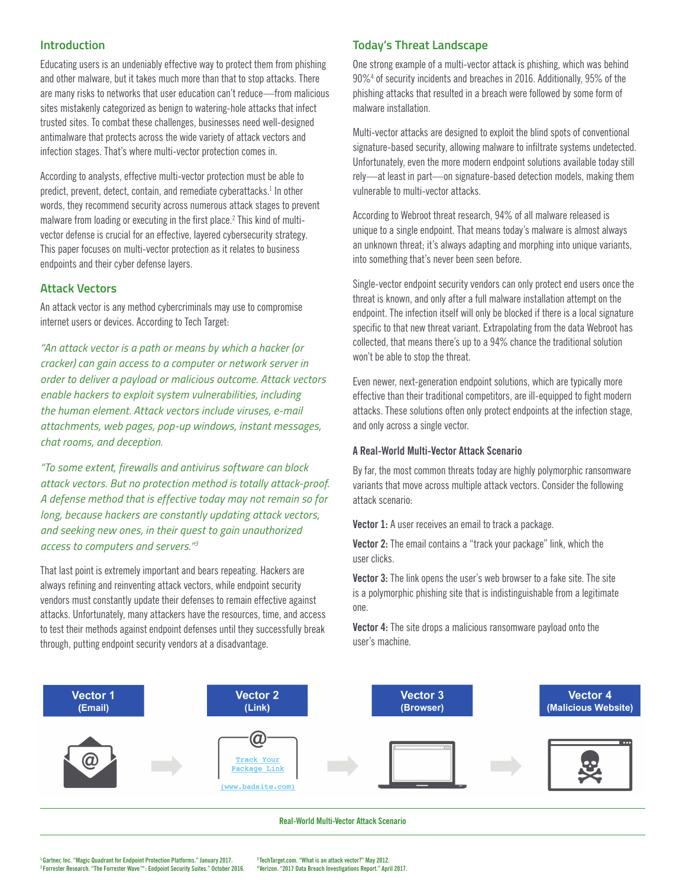## Introduction

Educating users is an undeniably effective way to protect them from phishing and other malware, but it takes much more than that to stop attacks. There are many risks to networks that user education can't reduce—from malicious sites mistakenly categorized as benign to watering-hole attacks that infect trusted sites. To combat these challenges, businesses need well-designed antimalware that protects across the wide variety of attack vectors and infection stages. That's where multi-vector protection comes in.

According to analysts, effective multi-vector protection must be able to predict, prevent, detect, contain, and remediate cyberattacks.[1] In other words, they recommend security across numerous attack stages to prevent malware from loading or executing in the first place.[2] This kind of multi-vector defense is crucial for an effective, layered cybersecurity strategy. This paper focuses on multi-vector protection as it relates to business endpoints and their cyber defense layers.

## Attack Vectors

An attack vector is any method cybercriminals may use to compromise internet users or devices. According to Tech Target:

*"An attack vector is a path or means by which a hacker (or cracker) can gain access to a computer or network server in order to deliver a payload or malicious outcome. Attack vectors enable hackers to exploit system vulnerabilities, including the human element. Attack vectors include viruses, e-mail attachments, web pages, pop-up windows, instant messages, chat rooms, and deception.*

*"To some extent, firewalls and antivirus software can block attack vectors. But no protection method is totally attack-proof. A defense method that is effective today may not remain so for long, because hackers are constantly updating attack vectors, and seeking new ones, in their quest to gain unauthorized access to computers and servers."*[3]

That last point is extremely important and bears repeating. Hackers are always refining and reinventing attack vectors, while endpoint security vendors must constantly update their defenses to remain effective against attacks. Unfortunately, many attackers have the resources, time, and access to test their methods against endpoint defenses until they successfully break through, putting endpoint security vendors at a disadvantage.

## Today's Threat Landscape

One strong example of a multi-vector attack is phishing, which was behind 90%[4] of security incidents and breaches in 2016. Additionally, 95% of the phishing attacks that resulted in a breach were followed by some form of malware installation.

Multi-vector attacks are designed to exploit the blind spots of conventional signature-based security, allowing malware to infiltrate systems undetected. Unfortunately, even the more modern endpoint solutions available today still rely—at least in part—on signature-based detection models, making them vulnerable to multi-vector attacks.

According to Webroot threat research, 94% of all malware released is unique to a single endpoint. That means today's malware is almost always an unknown threat; it's always adapting and morphing into unique variants, into something that's never been seen before.

Single-vector endpoint security vendors can only protect end users once the threat is known, and only after a full malware installation attempt on the endpoint. The infection itself will only be blocked if there is a local signature specific to that new threat variant. Extrapolating from the data Webroot has collected, that means there's up to a 94% chance the traditional solution won't be able to stop the threat.

Even newer, next-generation endpoint solutions, which are typically more effective than their traditional competitors, are ill-equipped to fight modern attacks. These solutions often only protect endpoints at the infection stage, and only across a single vector.

### A Real-World Multi-Vector Attack Scenario

By far, the most common threats today are highly polymorphic ransomware variants that move across multiple attack vectors. Consider the following attack scenario:

**Vector 1:** A user receives an email to track a package.

**Vector 2:** The email contains a "track your package" link, which the user clicks.

**Vector 3:** The link opens the user's web browser to a fake site. The site is a polymorphic phishing site that is indistinguishable from a legitimate one.

**Vector 4:** The site drops a malicious ransomware payload onto the user's machine.

Vector 1 (Email) → Vector 2 (Link) → Vector 3 (Browser) → Vector 4 (Malicious Website)

Track Your Package Link (www.badsite.com)

Real-World Multi-Vector Attack Scenario

[1] Gartner, Inc. "Magic Quadrant for Endpoint Protection Platforms." January 2017.
[2] Forrester Research. "The Forrester Wave™: Endpoint Security Suites." October 2016.
[3] TechTarget.com. "What is an attack vector?" May 2012.
[4] Verizon. "2017 Data Breach Investigations Report." April 2017.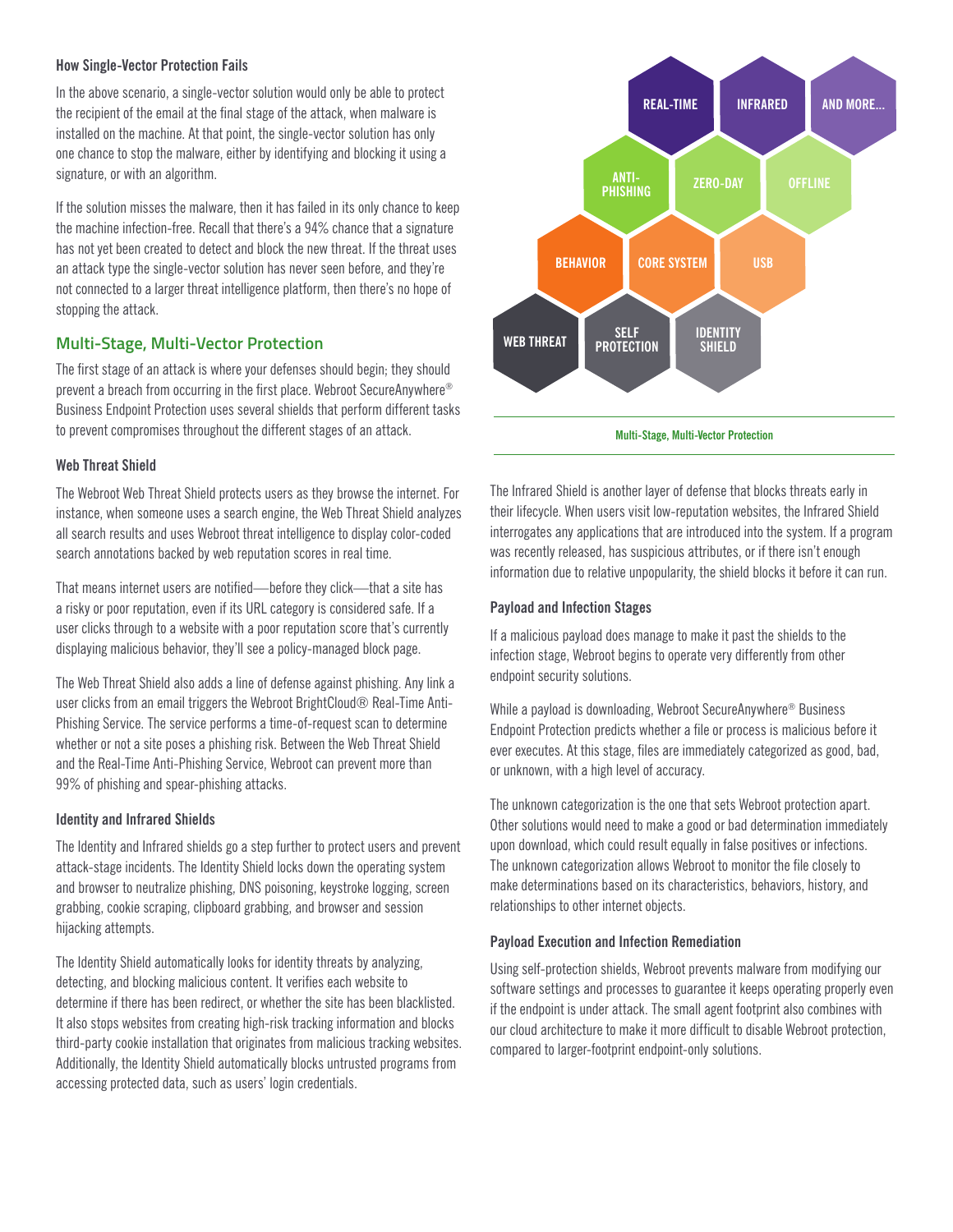### How Single-Vector Protection Fails

In the above scenario, a single-vector solution would only be able to protect the recipient of the email at the final stage of the attack, when malware is installed on the machine. At that point, the single-vector solution has only one chance to stop the malware, either by identifying and blocking it using a signature, or with an algorithm.

If the solution misses the malware, then it has failed in its only chance to keep the machine infection-free. Recall that there's a 94% chance that a signature has not yet been created to detect and block the new threat. If the threat uses an attack type the single-vector solution has never seen before, and they're not connected to a larger threat intelligence platform, then there's no hope of stopping the attack.

## Multi-Stage, Multi-Vector Protection

The first stage of an attack is where your defenses should begin; they should prevent a breach from occurring in the first place. Webroot SecureAnywhere® Business Endpoint Protection uses several shields that perform different tasks to prevent compromises throughout the different stages of an attack.

### Web Threat Shield

The Webroot Web Threat Shield protects users as they browse the internet. For instance, when someone uses a search engine, the Web Threat Shield analyzes all search results and uses Webroot threat intelligence to display color-coded search annotations backed by web reputation scores in real time.

That means internet users are notified—before they click—that a site has a risky or poor reputation, even if its URL category is considered safe. If a user clicks through to a website with a poor reputation score that's currently displaying malicious behavior, they'll see a policy-managed block page.

The Web Threat Shield also adds a line of defense against phishing. Any link a user clicks from an email triggers the Webroot BrightCloud® Real-Time Anti-Phishing Service. The service performs a time-of-request scan to determine whether or not a site poses a phishing risk. Between the Web Threat Shield and the Real-Time Anti-Phishing Service, Webroot can prevent more than 99% of phishing and spear-phishing attacks.

### Identity and Infrared Shields

The Identity and Infrared shields go a step further to protect users and prevent attack-stage incidents. The Identity Shield locks down the operating system and browser to neutralize phishing, DNS poisoning, keystroke logging, screen grabbing, cookie scraping, clipboard grabbing, and browser and session hijacking attempts.

The Identity Shield automatically looks for identity threats by analyzing, detecting, and blocking malicious content. It verifies each website to determine if there has been redirect, or whether the site has been blacklisted. It also stops websites from creating high-risk tracking information and blocks third-party cookie installation that originates from malicious tracking websites. Additionally, the Identity Shield automatically blocks untrusted programs from accessing protected data, such as users' login credentials.

REAL-TIME | INFRARED | AND MORE... | ANTI-PHISHING | ZERO-DAY | OFFLINE | BEHAVIOR | CORE SYSTEM | USB | WEB THREAT | SELF PROTECTION | IDENTITY SHIELD

Multi-Stage, Multi-Vector Protection

The Infrared Shield is another layer of defense that blocks threats early in their lifecycle. When users visit low-reputation websites, the Infrared Shield interrogates any applications that are introduced into the system. If a program was recently released, has suspicious attributes, or if there isn't enough information due to relative unpopularity, the shield blocks it before it can run.

### Payload and Infection Stages

If a malicious payload does manage to make it past the shields to the infection stage, Webroot begins to operate very differently from other endpoint security solutions.

While a payload is downloading, Webroot SecureAnywhere® Business Endpoint Protection predicts whether a file or process is malicious before it ever executes. At this stage, files are immediately categorized as good, bad, or unknown, with a high level of accuracy.

The unknown categorization is the one that sets Webroot protection apart. Other solutions would need to make a good or bad determination immediately upon download, which could result equally in false positives or infections. The unknown categorization allows Webroot to monitor the file closely to make determinations based on its characteristics, behaviors, history, and relationships to other internet objects.

### Payload Execution and Infection Remediation

Using self-protection shields, Webroot prevents malware from modifying our software settings and processes to guarantee it keeps operating properly even if the endpoint is under attack. The small agent footprint also combines with our cloud architecture to make it more difficult to disable Webroot protection, compared to larger-footprint endpoint-only solutions.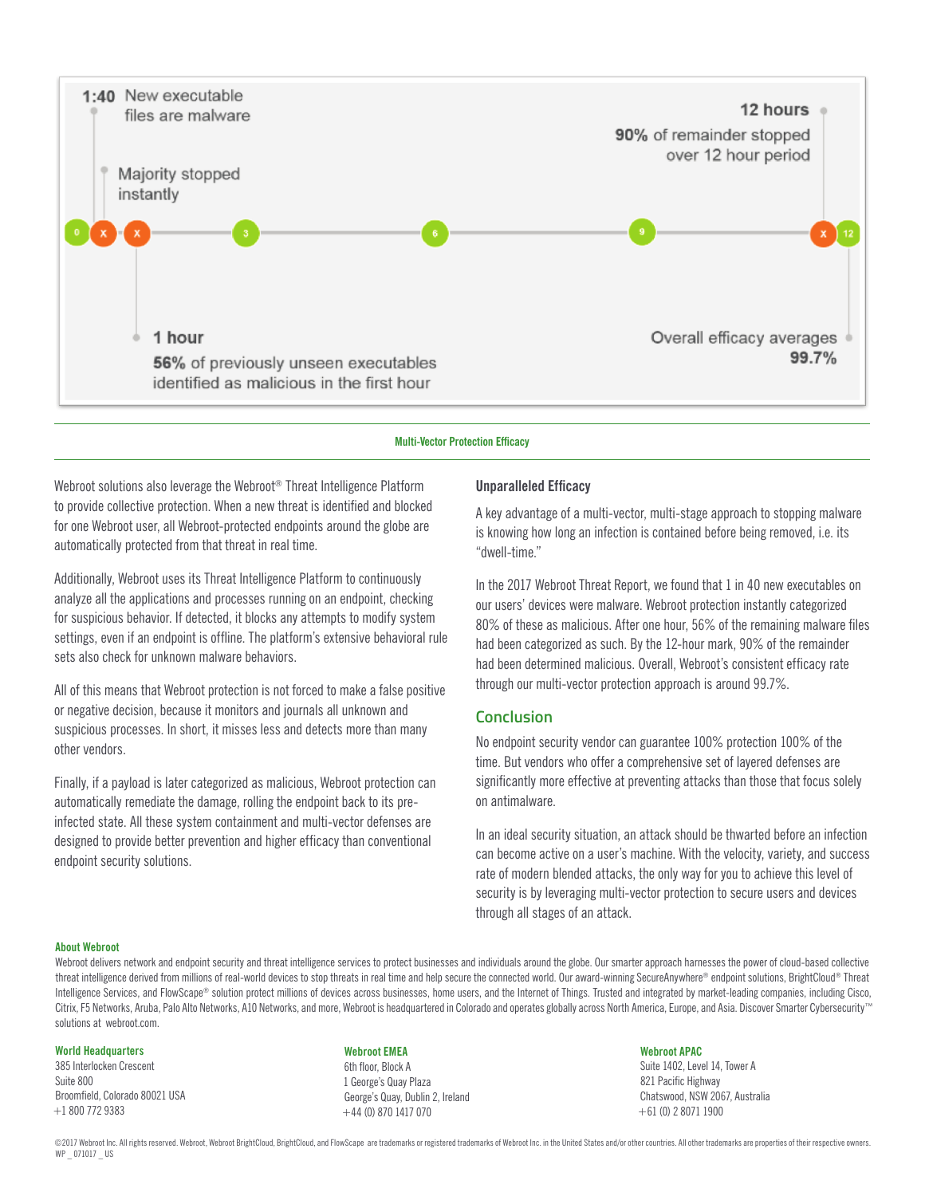1:40 New executable files are malware

Majority stopped instantly

12 hours

90% of remainder stopped over 12 hour period

0

X

X

3

6

9

X

12

1 hour

56% of previously unseen executables identified as malicious in the first hour

Overall efficacy averages 99.7%

Multi-Vector Protection Efficacy

Webroot solutions also leverage the Webroot® Threat Intelligence Platform to provide collective protection. When a new threat is identified and blocked for one Webroot user, all Webroot-protected endpoints around the globe are automatically protected from that threat in real time.

Additionally, Webroot uses its Threat Intelligence Platform to continuously analyze all the applications and processes running on an endpoint, checking for suspicious behavior. If detected, it blocks any attempts to modify system settings, even if an endpoint is offline. The platform's extensive behavioral rule sets also check for unknown malware behaviors.

All of this means that Webroot protection is not forced to make a false positive or negative decision, because it monitors and journals all unknown and suspicious processes. In short, it misses less and detects more than many other vendors.

Finally, if a payload is later categorized as malicious, Webroot protection can automatically remediate the damage, rolling the endpoint back to its pre-infected state. All these system containment and multi-vector defenses are designed to provide better prevention and higher efficacy than conventional endpoint security solutions.

### Unparalleled Efficacy

A key advantage of a multi-vector, multi-stage approach to stopping malware is knowing how long an infection is contained before being removed, i.e. its "dwell-time."

In the 2017 Webroot Threat Report, we found that 1 in 40 new executables on our users' devices were malware. Webroot protection instantly categorized 80% of these as malicious. After one hour, 56% of the remaining malware files had been categorized as such. By the 12-hour mark, 90% of the remainder had been determined malicious. Overall, Webroot's consistent efficacy rate through our multi-vector protection approach is around 99.7%.

## Conclusion

No endpoint security vendor can guarantee 100% protection 100% of the time. But vendors who offer a comprehensive set of layered defenses are significantly more effective at preventing attacks than those that focus solely on antimalware.

In an ideal security situation, an attack should be thwarted before an infection can become active on a user's machine. With the velocity, variety, and success rate of modern blended attacks, the only way for you to achieve this level of security is by leveraging multi-vector protection to secure users and devices through all stages of an attack.

**About Webroot**

Webroot delivers network and endpoint security and threat intelligence services to protect businesses and individuals around the globe. Our smarter approach harnesses the power of cloud-based collective threat intelligence derived from millions of real-world devices to stop threats in real time and help secure the connected world. Our award-winning SecureAnywhere® endpoint solutions, BrightCloud® Threat Intelligence Services, and FlowScape® solution protect millions of devices across businesses, home users, and the Internet of Things. Trusted and integrated by market-leading companies, including Cisco, Citrix, F5 Networks, Aruba, Palo Alto Networks, A10 Networks, and more, Webroot is headquartered in Colorado and operates globally across North America, Europe, and Asia. Discover Smarter Cybersecurity™ solutions at webroot.com.

**World Headquarters**
385 Interlocken Crescent
Suite 800
Broomfield, Colorado 80021 USA
+1 800 772 9383

**Webroot EMEA**
6th floor, Block A
1 George's Quay Plaza
George's Quay, Dublin 2, Ireland
+44 (0) 870 1417 070

**Webroot APAC**
Suite 1402, Level 14, Tower A
821 Pacific Highway
Chatswood, NSW 2067, Australia
+61 (0) 2 8071 1900

©2017 Webroot Inc. All rights reserved. Webroot, Webroot BrightCloud, BrightCloud, and FlowScape are trademarks or registered trademarks of Webroot Inc. in the United States and/or other countries. All other trademarks are properties of their respective owners.
WP _ 071017 _ US